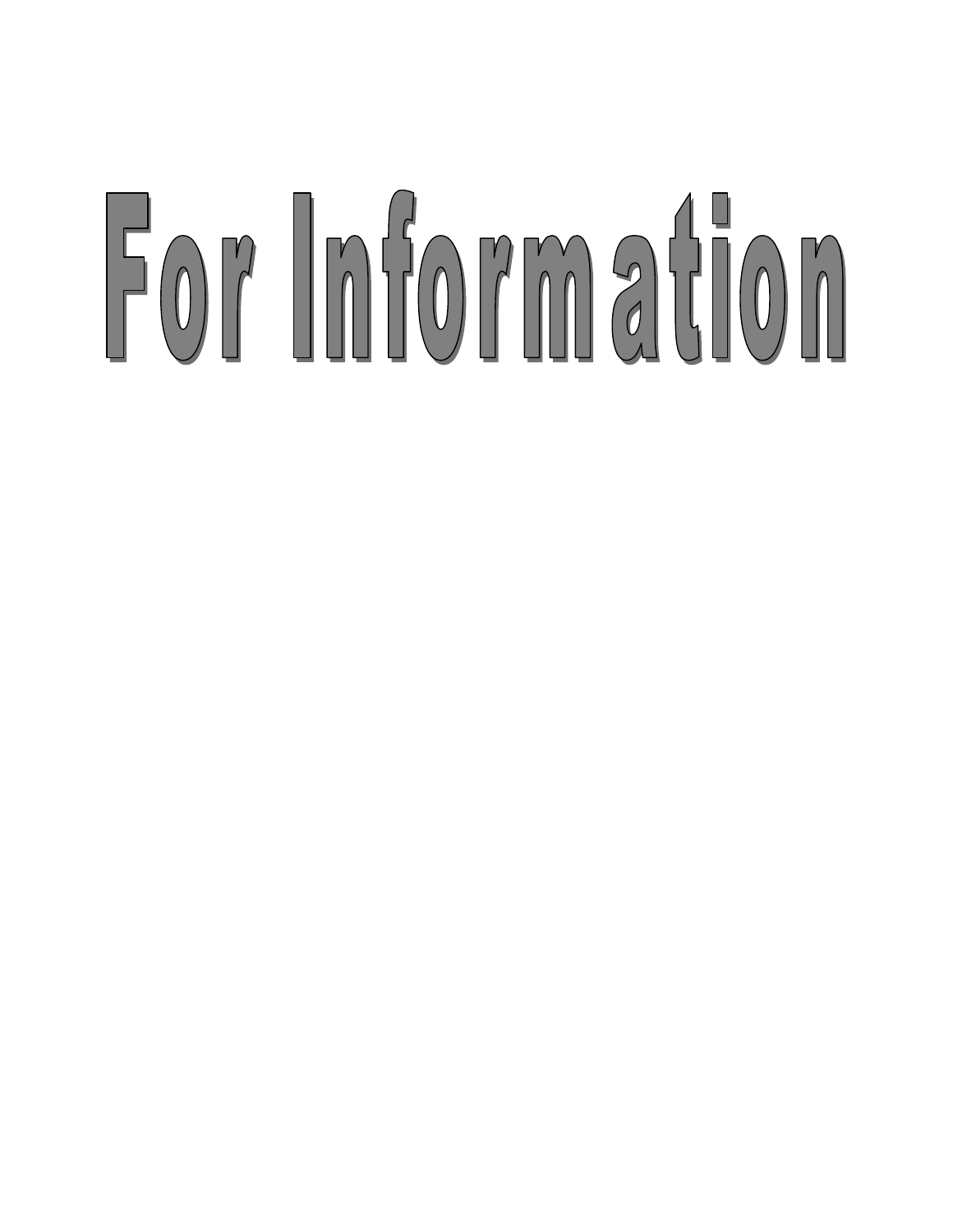# For Information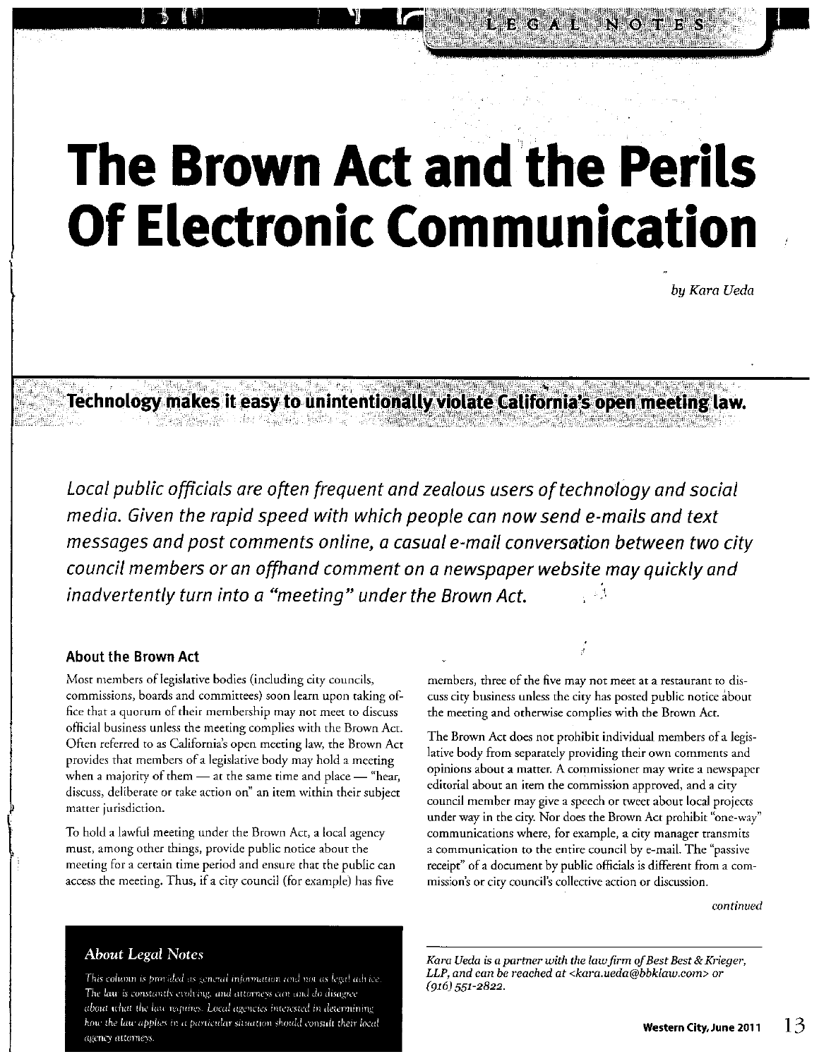# The Brown Act and the Perils Of Electronic Communication

*by Kara Ueda*

**Technology makes it easy to unintentionally violate California's open meeting law.**

*Local public officials are often frequent and zealous users of technology and social media. Given the rapid speed with which people can now send e-mails and text messages and post comments online, a casual e-mail conversation between two city council members or an offhand comment on a newspaper website may quickly and inadvertently turn into a "meeting" under the Brown Act.*

### About the Brown Act

Most members of legislative bodies (including city councils, commissions, boards and committees) soon learn upon taking office that a quorum of their membership may not meet to discuss official business unless the meeting complies with the Brown Act. Often referred to as California's open meeting law, the Brown Act provides that members of a legislative body may hold a meeting when a majority of them — at the same time and place — "hear, discuss, deliberate or take action on" an item within their subject matter jurisdiction.

To hold a lawful meeting under the Brown Act, a local agency must, among other things, provide public notice about the meeting for a certain time period and ensure that the public can access the meeting. Thus, if a city council (for example) has five members, three of the five may not meet at a restaurant to discuss city business unless the city has posted public notice about the meeting and otherwise complies with the Brown Act.

The Brown Act does not prohibit individual members of a legislative body from separately providing their own comments and opinions about a matter. A commissioner may write a newspaper editorial about an item the commission approved, and a city council member may give a speech or tweet about local projects under way in the city. Nor does the Brown Act prohibit "one-way" communications where, for example, a city manager transmits a communication to the entire council by e-mail. The "passive receipt" of a document by public officials is different from a commission's or city council's collective action or discussion.

*continued*

### About Legal Notes

*This column is provided as general information and not as legal advice. The law is constantly evolving, and attorneys can and do disagree about what the law requires. Local agencies interested in determining how the law applies in a particular situation should consult their local agency attorneys.*

*Kara Ueda is a partner with the law firm of Best Best & Krieger, LLP, and can be reached at <kara.ueda@bbklaw.com> or (916) 551-2822.*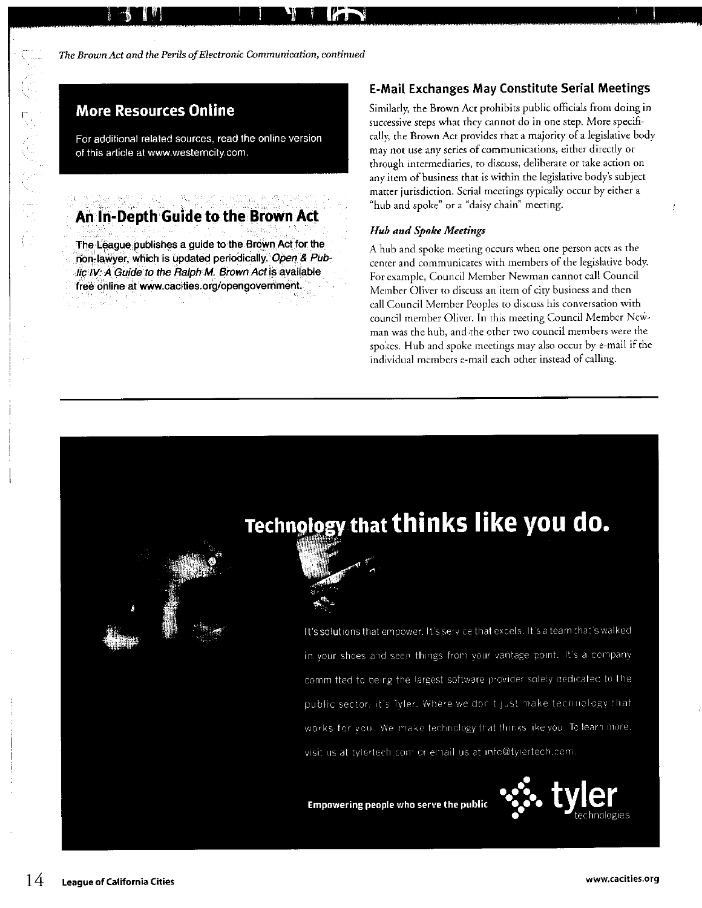*The Brown Act and the Perils of Electronic Communication, continued*

## More Resources Online

For additional related sources, read the online version of this article at www.westerncity.com.

## An In-Depth Guide to the Brown Act

The League publishes a guide to the Brown Act for the non-lawyer, which is updated periodically. *Open & Public IV: A Guide to the Ralph M. Brown Act* is available free online at www.cacities.org/opengovernment.

## E-Mail Exchanges May Constitute Serial Meetings

Similarly, the Brown Act prohibits public officials from doing in successive steps what they cannot do in one step. More specifically, the Brown Act provides that a majority of a legislative body may not use any series of communications, either directly or through intermediaries, to discuss, deliberate or take action on any item of business that is within the legislative body's subject matter jurisdiction. Serial meetings typically occur by either a "hub and spoke" or a "daisy chain" meeting.

### *Hub and Spoke Meetings*

A hub and spoke meeting occurs when one person acts as the center and communicates with members of the legislative body. For example, Council Member Newman cannot call Council Member Oliver to discuss an item of city business and then call Council Member Peoples to discuss his conversation with council member Oliver. In this meeting Council Member Newman was the hub, and the other two council members were the spokes. Hub and spoke meetings may also occur by e-mail if the individual members e-mail each other instead of calling.

---

**Technology that thinks like you do.**

It's solutions that empower. It's service that excels. It's a team that's walked in your shoes and seen things from your vantage point. It's a company committed to being the largest software provider solely dedicated to the public sector. It's Tyler. Where we don't just make technology that works for you. We make technology that thinks like you. To learn more, visit us at tylertech.com or email us at info@tylertech.com.

**Empowering people who serve the public**

tyler technologies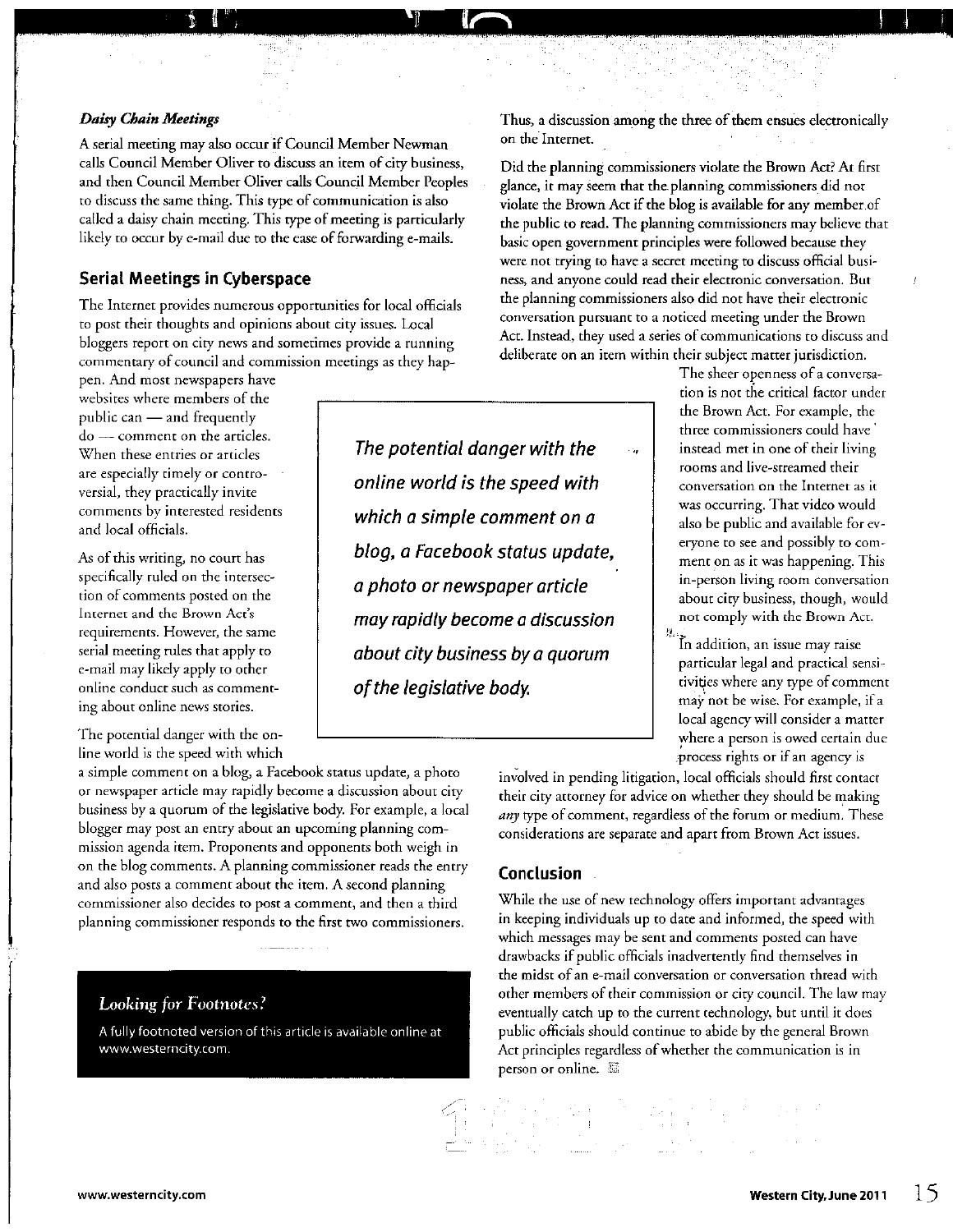### *Daisy Chain Meetings*

A serial meeting may also occur if Council Member Newman calls Council Member Oliver to discuss an item of city business, and then Council Member Oliver calls Council Member Peoples to discuss the same thing. This type of communication is also called a daisy chain meeting. This type of meeting is particularly likely to occur by e-mail due to the ease of forwarding e-mails.

## Serial Meetings in Cyberspace

The Internet provides numerous opportunities for local officials to post their thoughts and opinions about city issues. Local bloggers report on city news and sometimes provide a running commentary of council and commission meetings as they happen. And most newspapers have websites where members of the public can — and frequently do — comment on the articles. When these entries or articles are especially timely or controversial, they practically invite comments by interested residents and local officials.

As of this writing, no court has specifically ruled on the intersection of comments posted on the Internet and the Brown Act's requirements. However, the same serial meeting rules that apply to e-mail may likely apply to other online conduct such as commenting about online news stories.

> ***The potential danger with the online world is the speed with which a simple comment on a blog, a Facebook status update, a photo or newspaper article may rapidly become a discussion about city business by a quorum of the legislative body.***

The potential danger with the online world is the speed with which a simple comment on a blog, a Facebook status update, a photo or newspaper article may rapidly become a discussion about city business by a quorum of the legislative body. For example, a local blogger may post an entry about an upcoming planning commission agenda item. Proponents and opponents both weigh in on the blog comments. A planning commissioner reads the entry and also posts a comment about the item. A second planning commissioner also decides to post a comment, and then a third planning commissioner responds to the first two commissioners. Thus, a discussion among the three of them ensues electronically on the Internet.

Did the planning commissioners violate the Brown Act? At first glance, it may seem that the planning commissioners did not violate the Brown Act if the blog is available for any member of the public to read. The planning commissioners may believe that basic open government principles were followed because they were not trying to have a secret meeting to discuss official business, and anyone could read their electronic conversation. But the planning commissioners also did not have their electronic conversation pursuant to a noticed meeting under the Brown Act. Instead, they used a series of communications to discuss and deliberate on an item within their subject matter jurisdiction.

The sheer openness of a conversation is not the critical factor under the Brown Act. For example, the three commissioners could have instead met in one of their living rooms and live-streamed their conversation on the Internet as it was occurring. That video would also be public and available for everyone to see and possibly to comment on as it was happening. This in-person living room conversation about city business, though, would not comply with the Brown Act.

In addition, an issue may raise particular legal and practical sensitivities where any type of comment may not be wise. For example, if a local agency will consider a matter where a person is owed certain due process rights or if an agency is involved in pending litigation, local officials should first contact their city attorney for advice on whether they should be making *any* type of comment, regardless of the forum or medium. These considerations are separate and apart from Brown Act issues.

## Conclusion

While the use of new technology offers important advantages in keeping individuals up to date and informed, the speed with which messages may be sent and comments posted can have drawbacks if public officials inadvertently find themselves in the midst of an e-mail conversation or conversation thread with other members of their commission or city council. The law may eventually catch up to the current technology, but until it does public officials should continue to abide by the general Brown Act principles regardless of whether the communication is in person or online.

> ***Looking for Footnotes?***
>
> A fully footnoted version of this article is available online at www.westerncity.com.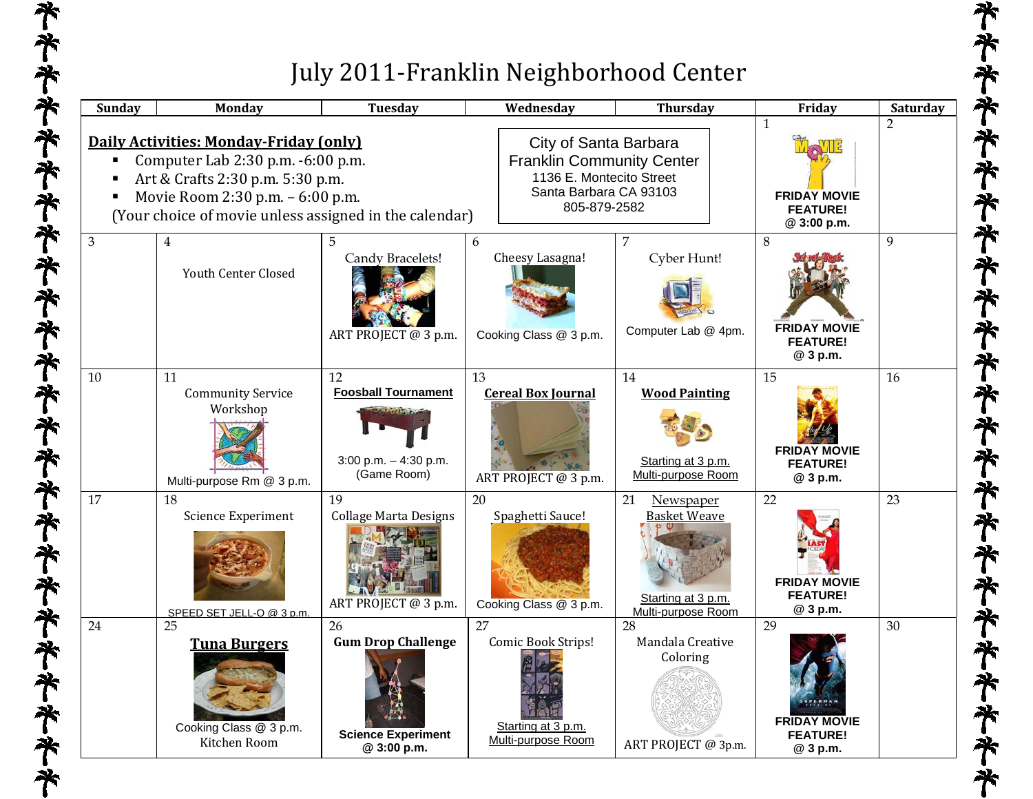# July 2011-Franklin Neighborhood Center

| Sunday | Monday | Tuesday | Wednesday | Thursday | Friday | Saturday |
|---|---|---|---|---|---|---|
| **Daily Activities: Monday-Friday (only)** Computer Lab 2:30 p.m. -6:00 p.m.; Art & Crafts 2:30 p.m. 5:30 p.m.; Movie Room 2:30 p.m. – 6:00 p.m. (Your choice of movie unless assigned in the calendar) | | | City of Santa Barbara Franklin Community Center 1136 E. Montecito Street Santa Barbara CA 93103 805-879-2582 | | 1 FRIDAY MOVIE FEATURE! @ 3:00 p.m. | 2 |
| 3 | 4 Youth Center Closed | 5 Candy Bracelets! ART PROJECT @ 3 p.m. | 6 Cheesy Lasagna! Cooking Class @ 3 p.m. | 7 Cyber Hunt! Computer Lab @ 4pm. | 8 FRIDAY MOVIE FEATURE! @ 3 p.m. | 9 |
| 10 | 11 Community Service Workshop Multi-purpose Rm @ 3 p.m. | 12 **Foosball Tournament** 3:00 p.m. – 4:30 p.m. (Game Room) | 13 **Cereal Box Journal** ART PROJECT @ 3 p.m. | 14 **Wood Painting** Starting at 3 p.m. Multi-purpose Room | 15 FRIDAY MOVIE FEATURE! @ 3 p.m. | 16 |
| 17 | 18 Science Experiment SPEED SET JELL-O @ 3 p.m. | 19 Collage Marta Designs ART PROJECT @ 3 p.m. | 20 Spaghetti Sauce! Cooking Class @ 3 p.m. | 21 Newspaper Basket Weave Starting at 3 p.m. Multi-purpose Room | 22 FRIDAY MOVIE FEATURE! @ 3 p.m. | 23 |
| 24 | 25 **Tuna Burgers** Cooking Class @ 3 p.m. Kitchen Room | 26 **Gum Drop Challenge** **Science Experiment @ 3:00 p.m.** | 27 Comic Book Strips! Starting at 3 p.m. Multi-purpose Room | 28 Mandala Creative Coloring ART PROJECT @ 3p.m. | 29 FRIDAY MOVIE FEATURE! @ 3 p.m. | 30 |